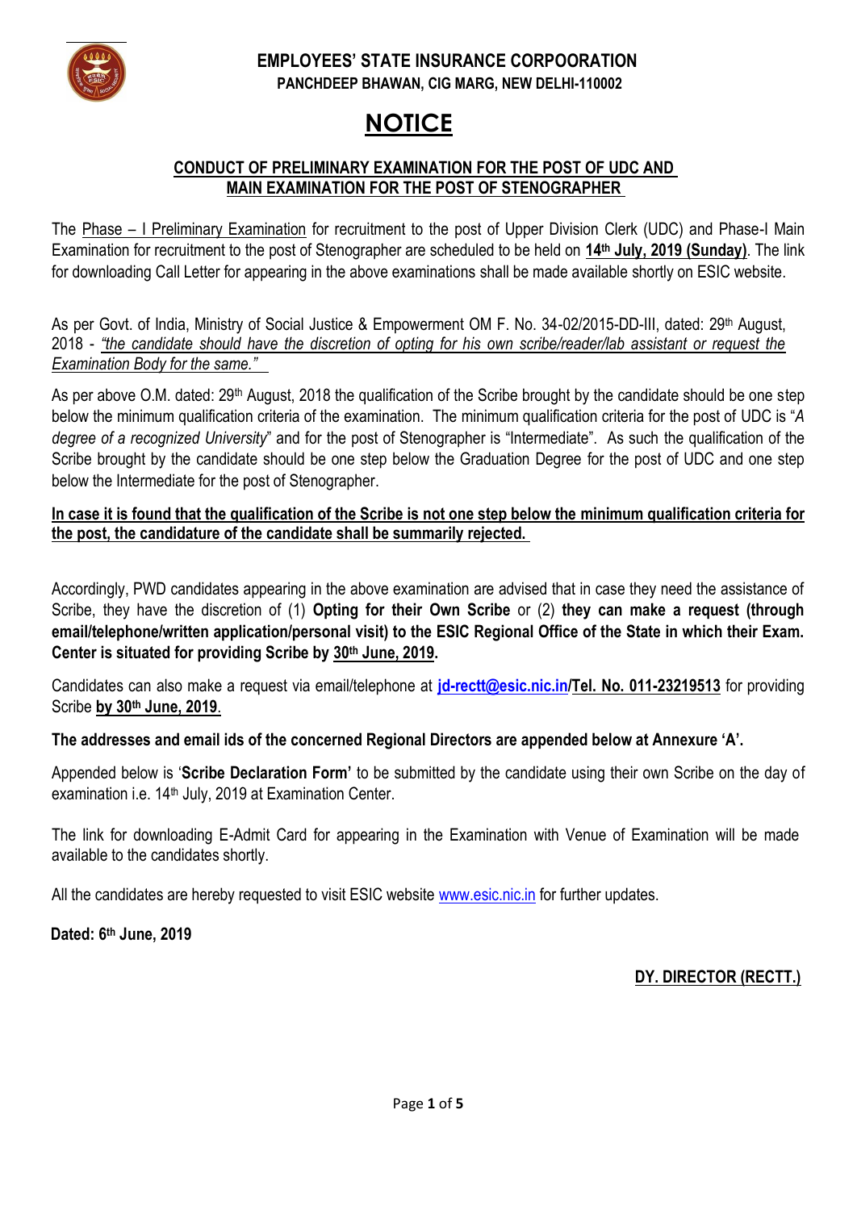**EMPLOYEES' STATE INSURANCE CORPOORATION**
**PANCHDEEP BHAWAN, CIG MARG, NEW DELHI-110002**

# NOTICE

## CONDUCT OF PRELIMINARY EXAMINATION FOR THE POST OF UDC AND MAIN EXAMINATION FOR THE POST OF STENOGRAPHER

The Phase – I Preliminary Examination for recruitment to the post of Upper Division Clerk (UDC) and Phase-I Main Examination for recruitment to the post of Stenographer are scheduled to be held on **14th July, 2019 (Sunday)**. The link for downloading Call Letter for appearing in the above examinations shall be made available shortly on ESIC website.

As per Govt. of India, Ministry of Social Justice & Empowerment OM F. No. 34-02/2015-DD-III, dated: 29th August, 2018 - *"the candidate should have the discretion of opting for his own scribe/reader/lab assistant or request the Examination Body for the same."*

As per above O.M. dated: 29th August, 2018 the qualification of the Scribe brought by the candidate should be one step below the minimum qualification criteria of the examination. The minimum qualification criteria for the post of UDC is "*A degree of a recognized University*" and for the post of Stenographer is "Intermediate". As such the qualification of the Scribe brought by the candidate should be one step below the Graduation Degree for the post of UDC and one step below the Intermediate for the post of Stenographer.

**In case it is found that the qualification of the Scribe is not one step below the minimum qualification criteria for the post, the candidature of the candidate shall be summarily rejected.**

Accordingly, PWD candidates appearing in the above examination are advised that in case they need the assistance of Scribe, they have the discretion of (1) **Opting for their Own Scribe** or (2) **they can make a request (through email/telephone/written application/personal visit) to the ESIC Regional Office of the State in which their Exam. Center is situated for providing Scribe by 30th June, 2019.**

Candidates can also make a request via email/telephone at **jd-rectt@esic.nic.in/Tel. No. 011-23219513** for providing Scribe **by 30th June, 2019**.

**The addresses and email ids of the concerned Regional Directors are appended below at Annexure 'A'.**

Appended below is '**Scribe Declaration Form'** to be submitted by the candidate using their own Scribe on the day of examination i.e. 14th July, 2019 at Examination Center.

The link for downloading E-Admit Card for appearing in the Examination with Venue of Examination will be made available to the candidates shortly.

All the candidates are hereby requested to visit ESIC website www.esic.nic.in for further updates.

**Dated: 6th June, 2019**

**DY. DIRECTOR (RECTT.)**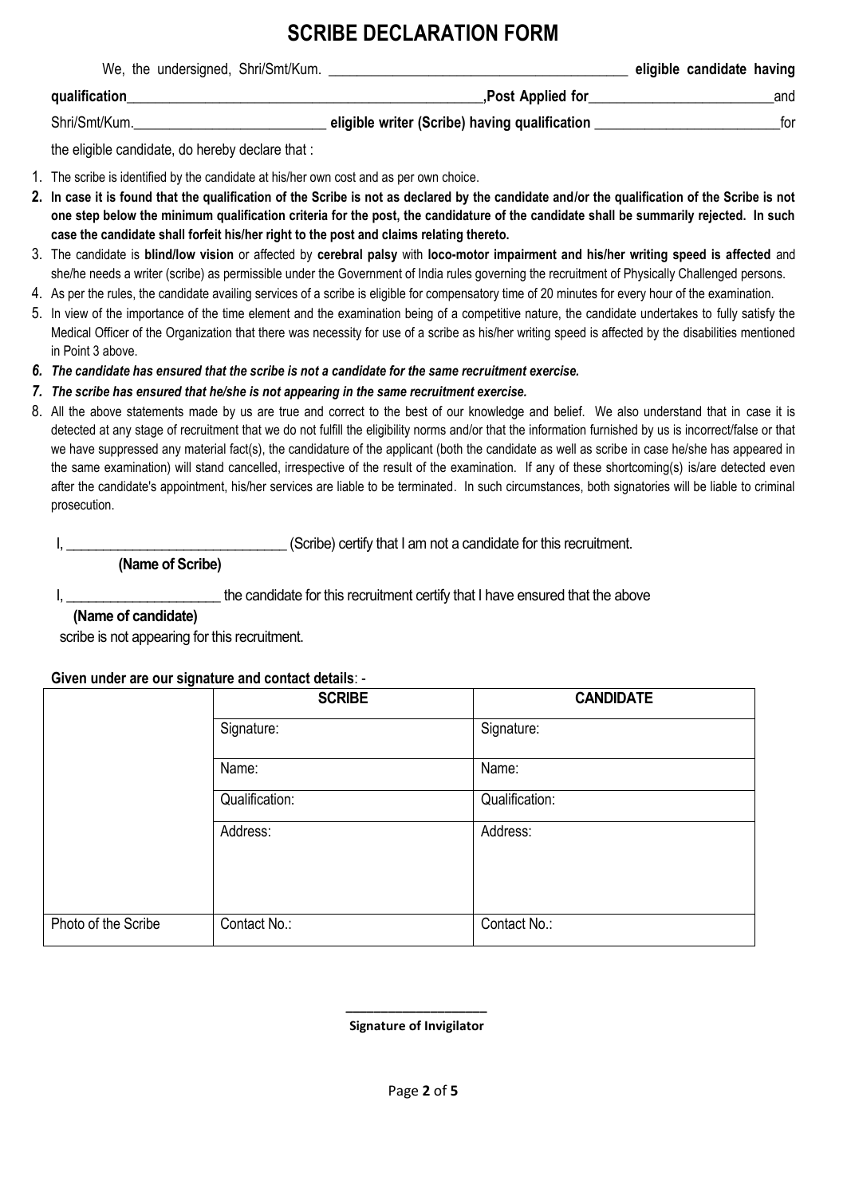# SCRIBE DECLARATION FORM

We, the undersigned, Shri/Smt/Kum. ________________________________________ **eligible candidate having qualification**________________________________________________,**Post Applied for**_________________________and Shri/Smt/Kum.__________________________ **eligible writer (Scribe) having qualification** _________________________for the eligible candidate, do hereby declare that :

1. The scribe is identified by the candidate at his/her own cost and as per own choice.
2. **In case it is found that the qualification of the Scribe is not as declared by the candidate and/or the qualification of the Scribe is not one step below the minimum qualification criteria for the post, the candidature of the candidate shall be summarily rejected. In such case the candidate shall forfeit his/her right to the post and claims relating thereto.**
3. The candidate is **blind/low vision** or affected by **cerebral palsy** with **loco-motor impairment and his/her writing speed is affected** and she/he needs a writer (scribe) as permissible under the Government of India rules governing the recruitment of Physically Challenged persons.
4. As per the rules, the candidate availing services of a scribe is eligible for compensatory time of 20 minutes for every hour of the examination.
5. In view of the importance of the time element and the examination being of a competitive nature, the candidate undertakes to fully satisfy the Medical Officer of the Organization that there was necessity for use of a scribe as his/her writing speed is affected by the disabilities mentioned in Point 3 above.
6. ***The candidate has ensured that the scribe is not a candidate for the same recruitment exercise.***
7. ***The scribe has ensured that he/she is not appearing in the same recruitment exercise.***
8. All the above statements made by us are true and correct to the best of our knowledge and belief. We also understand that in case it is detected at any stage of recruitment that we do not fulfill the eligibility norms and/or that the information furnished by us is incorrect/false or that we have suppressed any material fact(s), the candidature of the applicant (both the candidate as well as scribe in case he/she has appeared in the same examination) will stand cancelled, irrespective of the result of the examination. If any of these shortcoming(s) is/are detected even after the candidate's appointment, his/her services are liable to be terminated. In such circumstances, both signatories will be liable to criminal prosecution.

I, ______________________________ (Scribe) certify that I am not a candidate for this recruitment.
**(Name of Scribe)**

I, _____________________ the candidate for this recruitment certify that I have ensured that the above
**(Name of candidate)**
scribe is not appearing for this recruitment.

**Given under are our signature and contact details**: -

| | **SCRIBE** | **CANDIDATE** |
|---|---|---|
| | Signature: | Signature: |
| | Name: | Name: |
| | Qualification: | Qualification: |
| | Address: | Address: |
| Photo of the Scribe | Contact No.: | Contact No.: |

____________________
**Signature of Invigilator**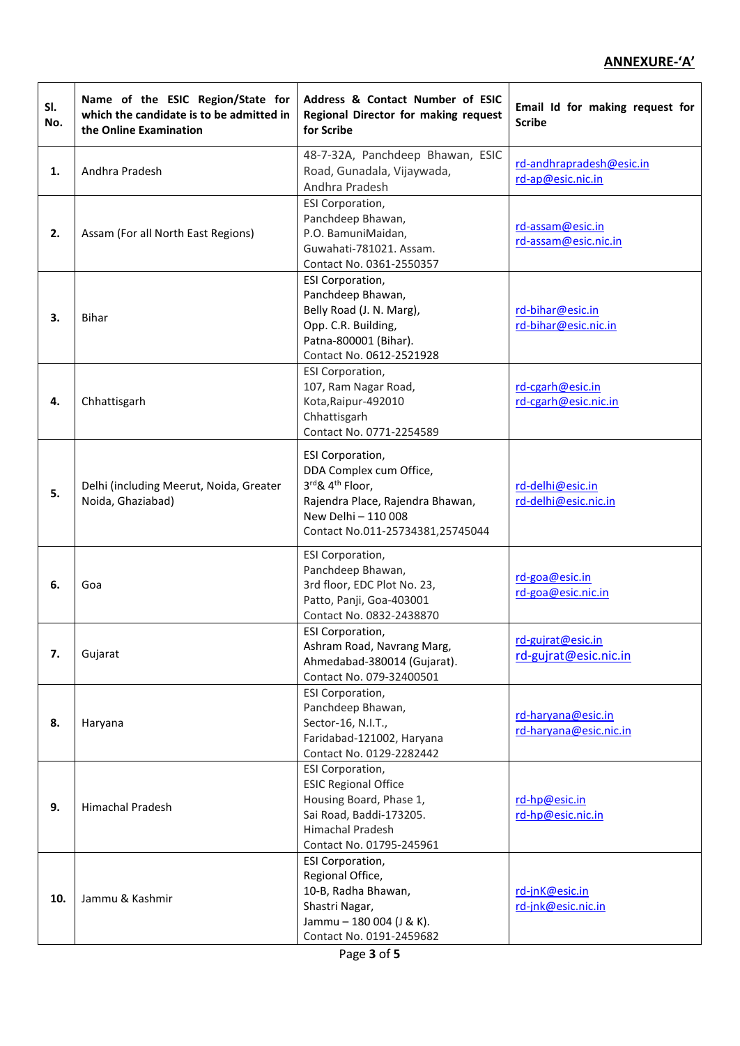**ANNEXURE-'A'**

| Sl. No. | Name of the ESIC Region/State for which the candidate is to be admitted in the Online Examination | Address & Contact Number of ESIC Regional Director for making request for Scribe | Email Id for making request for Scribe |
|---|---|---|---|
| **1.** | Andhra Pradesh | 48-7-32A, Panchdeep Bhawan, ESIC Road, Gunadala, Vijaywada, Andhra Pradesh | rd-andhrapradesh@esic.in<br>rd-ap@esic.nic.in |
| **2.** | Assam (For all North East Regions) | ESI Corporation,<br>Panchdeep Bhawan,<br>P.O. BamuniMaidan,<br>Guwahati-781021. Assam.<br>Contact No. 0361-2550357 | rd-assam@esic.in<br>rd-assam@esic.nic.in |
| **3.** | Bihar | ESI Corporation,<br>Panchdeep Bhawan,<br>Belly Road (J. N. Marg),<br>Opp. C.R. Building,<br>Patna-800001 (Bihar).<br>Contact No. 0612-2521928 | rd-bihar@esic.in<br>rd-bihar@esic.nic.in |
| **4.** | Chhattisgarh | ESI Corporation,<br>107, Ram Nagar Road,<br>Kota,Raipur-492010<br>Chhattisgarh<br>Contact No. 0771-2254589 | rd-cgarh@esic.in<br>rd-cgarh@esic.nic.in |
| **5.** | Delhi (including Meerut, Noida, Greater Noida, Ghaziabad) | ESI Corporation,<br>DDA Complex cum Office,<br>3rd& 4th Floor,<br>Rajendra Place, Rajendra Bhawan,<br>New Delhi – 110 008<br>Contact No.011-25734381,25745044 | rd-delhi@esic.in<br>rd-delhi@esic.nic.in |
| **6.** | Goa | ESI Corporation,<br>Panchdeep Bhawan,<br>3rd floor, EDC Plot No. 23,<br>Patto, Panji, Goa-403001<br>Contact No. 0832-2438870 | rd-goa@esic.in<br>rd-goa@esic.nic.in |
| **7.** | Gujarat | ESI Corporation,<br>Ashram Road, Navrang Marg,<br>Ahmedabad-380014 (Gujarat).<br>Contact No. 079-32400501 | rd-gujrat@esic.in<br>rd-gujrat@esic.nic.in |
| **8.** | Haryana | ESI Corporation,<br>Panchdeep Bhawan,<br>Sector-16, N.I.T.,<br>Faridabad-121002, Haryana<br>Contact No. 0129-2282442 | rd-haryana@esic.in<br>rd-haryana@esic.nic.in |
| **9.** | Himachal Pradesh | ESI Corporation,<br>ESIC Regional Office<br>Housing Board, Phase 1,<br>Sai Road, Baddi-173205.<br>Himachal Pradesh<br>Contact No. 01795-245961 | rd-hp@esic.in<br>rd-hp@esic.nic.in |
| **10.** | Jammu & Kashmir | ESI Corporation,<br>Regional Office,<br>10-B, Radha Bhawan,<br>Shastri Nagar,<br>Jammu – 180 004 (J & K).<br>Contact No. 0191-2459682 | rd-jnK@esic.in<br>rd-jnk@esic.nic.in |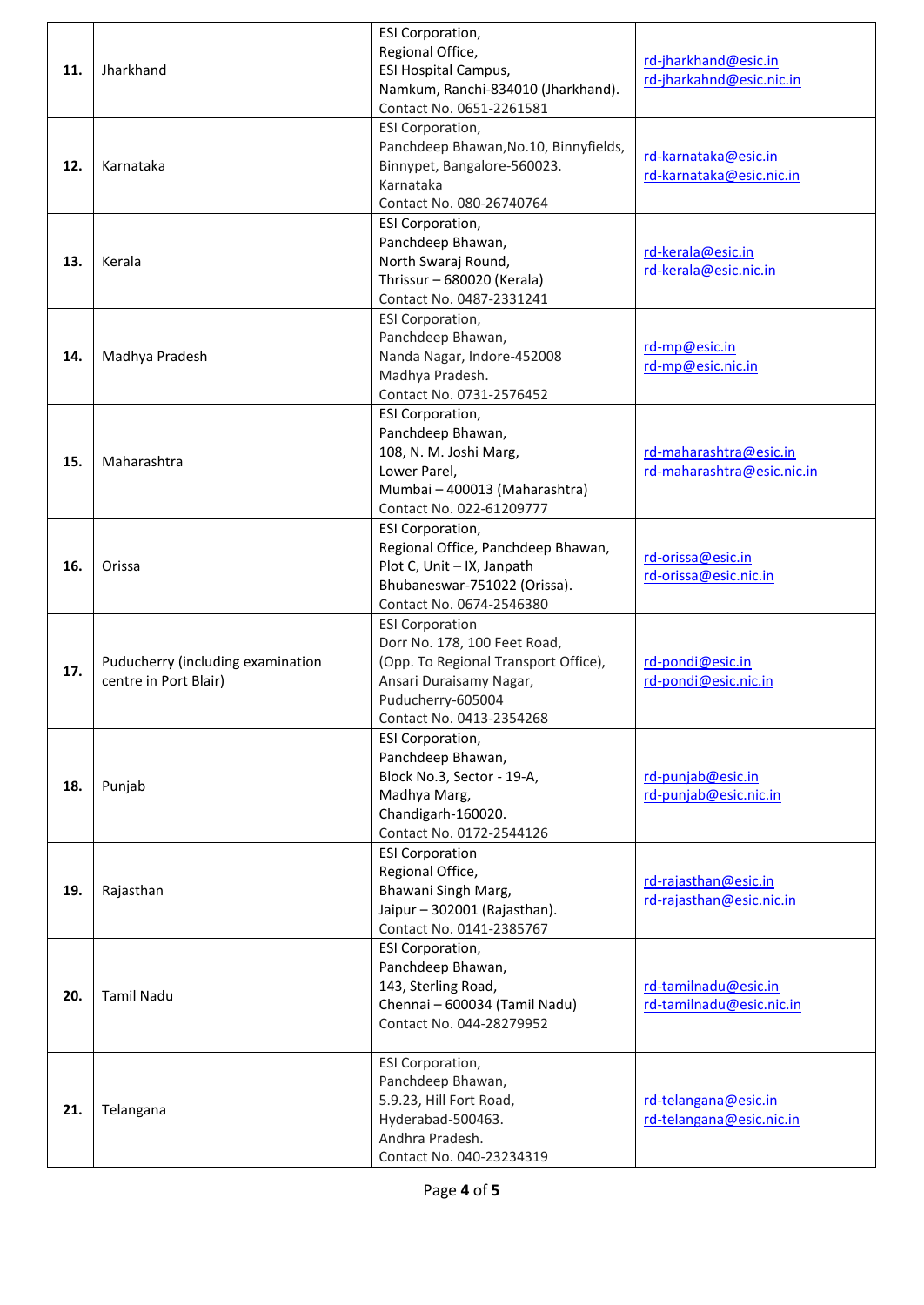| **11.** | Jharkhand | ESI Corporation,<br>Regional Office,<br>ESI Hospital Campus,<br>Namkum, Ranchi-834010 (Jharkhand).<br>Contact No. 0651-2261581 | rd-jharkhand@esic.in<br>rd-jharkahnd@esic.nic.in |
|---|---|---|---|
| **12.** | Karnataka | ESI Corporation,<br>Panchdeep Bhawan,No.10, Binnyfields,<br>Binnypet, Bangalore-560023.<br>Karnataka<br>Contact No. 080-26740764 | rd-karnataka@esic.in<br>rd-karnataka@esic.nic.in |
| **13.** | Kerala | ESI Corporation,<br>Panchdeep Bhawan,<br>North Swaraj Round,<br>Thrissur – 680020 (Kerala)<br>Contact No. 0487-2331241 | rd-kerala@esic.in<br>rd-kerala@esic.nic.in |
| **14.** | Madhya Pradesh | ESI Corporation,<br>Panchdeep Bhawan,<br>Nanda Nagar, Indore-452008<br>Madhya Pradesh.<br>Contact No. 0731-2576452 | rd-mp@esic.in<br>rd-mp@esic.nic.in |
| **15.** | Maharashtra | ESI Corporation,<br>Panchdeep Bhawan,<br>108, N. M. Joshi Marg,<br>Lower Parel,<br>Mumbai – 400013 (Maharashtra)<br>Contact No. 022-61209777 | rd-maharashtra@esic.in<br>rd-maharashtra@esic.nic.in |
| **16.** | Orissa | ESI Corporation,<br>Regional Office, Panchdeep Bhawan,<br>Plot C, Unit – IX, Janpath<br>Bhubaneswar-751022 (Orissa).<br>Contact No. 0674-2546380 | rd-orissa@esic.in<br>rd-orissa@esic.nic.in |
| **17.** | Puducherry (including examination centre in Port Blair) | ESI Corporation<br>Dorr No. 178, 100 Feet Road,<br>(Opp. To Regional Transport Office),<br>Ansari Duraisamy Nagar,<br>Puducherry-605004<br>Contact No. 0413-2354268 | rd-pondi@esic.in<br>rd-pondi@esic.nic.in |
| **18.** | Punjab | ESI Corporation,<br>Panchdeep Bhawan,<br>Block No.3, Sector - 19-A,<br>Madhya Marg,<br>Chandigarh-160020.<br>Contact No. 0172-2544126 | rd-punjab@esic.in<br>rd-punjab@esic.nic.in |
| **19.** | Rajasthan | ESI Corporation<br>Regional Office,<br>Bhawani Singh Marg,<br>Jaipur – 302001 (Rajasthan).<br>Contact No. 0141-2385767 | rd-rajasthan@esic.in<br>rd-rajasthan@esic.nic.in |
| **20.** | Tamil Nadu | ESI Corporation,<br>Panchdeep Bhawan,<br>143, Sterling Road,<br>Chennai – 600034 (Tamil Nadu)<br>Contact No. 044-28279952 | rd-tamilnadu@esic.in<br>rd-tamilnadu@esic.nic.in |
| **21.** | Telangana | ESI Corporation,<br>Panchdeep Bhawan,<br>5.9.23, Hill Fort Road,<br>Hyderabad-500463.<br>Andhra Pradesh.<br>Contact No. 040-23234319 | rd-telangana@esic.in<br>rd-telangana@esic.nic.in |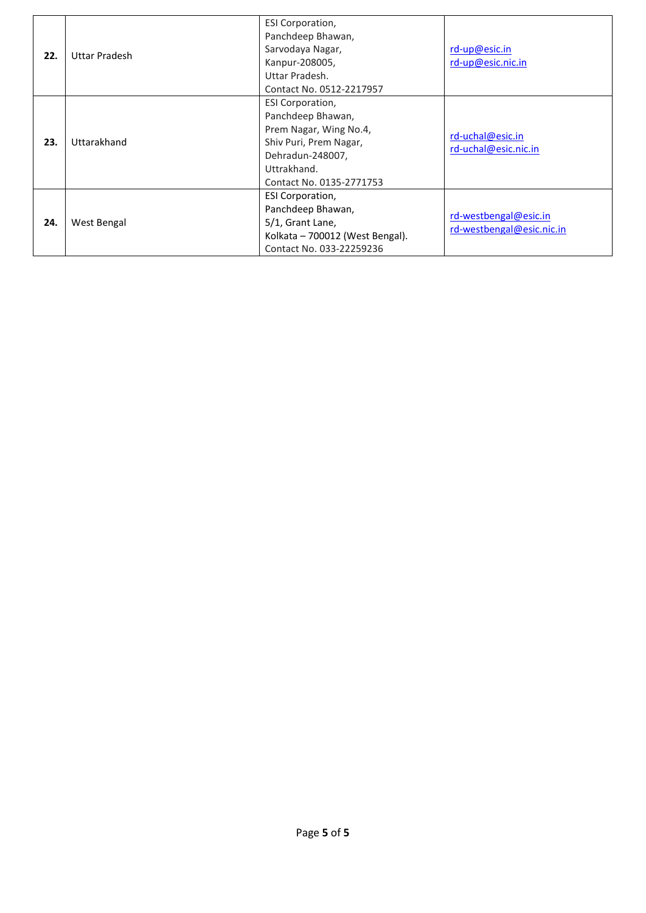| | | | |
|---|---|---|---|
| **22.** | Uttar Pradesh | ESI Corporation,<br>Panchdeep Bhawan,<br>Sarvodaya Nagar,<br>Kanpur-208005,<br>Uttar Pradesh.<br>Contact No. 0512-2217957 | rd-up@esic.in<br>rd-up@esic.nic.in |
| **23.** | Uttarakhand | ESI Corporation,<br>Panchdeep Bhawan,<br>Prem Nagar, Wing No.4,<br>Shiv Puri, Prem Nagar,<br>Dehradun-248007,<br>Uttrakhand.<br>Contact No. 0135-2771753 | rd-uchal@esic.in<br>rd-uchal@esic.nic.in |
| **24.** | West Bengal | ESI Corporation,<br>Panchdeep Bhawan,<br>5/1, Grant Lane,<br>Kolkata – 700012 (West Bengal).<br>Contact No. 033-22259236 | rd-westbengal@esic.in<br>rd-westbengal@esic.nic.in |